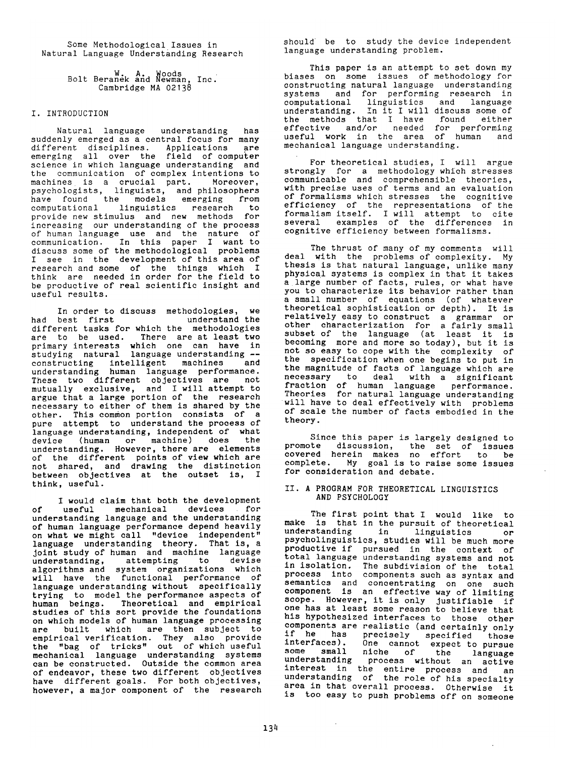# Some Methodological Issues in Natural Language Understanding Research

W. A. Woods
Bolt Beranek and Newman, Inc.
Cambridge MA 02138

## I. INTRODUCTION

Natural language understanding has suddenly emerged as a central focus for many different disciplines. Applications are emerging all over the field of computer science in which language understanding and the communication of complex intentions to machines is a crucial part. Moreover, psychologists, linguists, and philosophers have found the models emerging from computational linguistics research to provide new stimulus and new methods for increasing our understanding of the process of human language use and the nature of communication. In this paper I want to discuss some of the methodological problems I see in the development of this area of research and some of the things which I think are needed in order for the field to be productive of real scientific insight and useful results.

In order to discuss methodologies, we had best first understand the different tasks for which the methodologies are to be used. There are at least two primary interests which one can have in studying natural language understanding -- constructing intelligent machines and understanding human language performance. These two different objectives are not mutually exclusive, and I will attempt to argue that a large portion of the research necessary to either of them is shared by the other. This common portion consists of a pure attempt to understand the process of language understanding, independent of what device (human or machine) does the understanding. However, there are elements of the different points of view which are not shared, and drawing the distinction between objectives at the outset is, I think, useful.

I would claim that both the development of useful mechanical devices for understanding language and the understanding of human language performance depend heavily on what we might call "device independent" language understanding theory. That is, a joint study of human and machine language understanding, attempting to devise algorithms and system organizations which will have the functional performance of language understanding without specifically trying to model the performance aspects of human beings. Theoretical and empirical studies of this sort provide the foundations on which models of human language processing are built which are then subject to empirical verification. They also provide the "bag of tricks" out of which useful mechanical language understanding systems can be constructed. Outside the common area of endeavor, these two different objectives have different goals. For both objectives, however, a major component of the research should be to study the device independent language understanding problem.

This paper is an attempt to set down my biases on some issues of methodology for constructing natural language understanding systems and for performing research in computational linguistics and language understanding. In it I will discuss some of the methods that I have found either effective and/or needed for performing useful work in the area of human and mechanical language understanding.

For theoretical studies, I will argue strongly for a methodology which stresses communicable and comprehensible theories, with precise uses of terms and an evaluation of formalisms which stresses the cognitive efficiency of the representations of the formalism itself. I will attempt to cite several examples of the differences in cognitive efficiency between formalisms.

The thrust of many of my comments will deal with the problems of complexity. My thesis is that natural language, unlike many physical systems is complex in that it takes a large number of facts, rules, or what have you to characterize its behavior rather than a small number of equations (of whatever theoretical sophistication or depth). It is relatively easy to construct a grammar or other characterization for a fairly small subset of the language (at least it is becoming more and more so today), but it is not so easy to cope with the complexity of the specification when one begins to put in the magnitude of facts of language which are necessary to deal with a significant fraction of human language performance. Theories for natural language understanding will have to deal effectively with problems of scale the number of facts embodied in the theory.

Since this paper is largely designed to promote discussion, the set of issues covered herein makes no effort to be complete. My goal is to raise some issues for consideration and debate.

## II. A PROGRAM FOR THEORETICAL LINGUISTICS AND PSYCHOLOGY

The first point that I would like to make is that in the pursuit of theoretical understanding in linguistics or psycholinguistics, studies will be much more productive if pursued in the context of total language understanding systems and not in isolation. The subdivision of the total process into components such as syntax and semantics and concentrating on one such component is an effective way of limiting scope. However, it is only justifiable if one has at least some reason to believe that his hypothesized interfaces to those other components are realistic (and certainly only if he has precisely specified those interfaces). One cannot expect to pursue some small niche of the language understanding process without an active interest in the entire process and an understanding of the role of his specialty area in that overall process. Otherwise it is too easy to push problems off on someone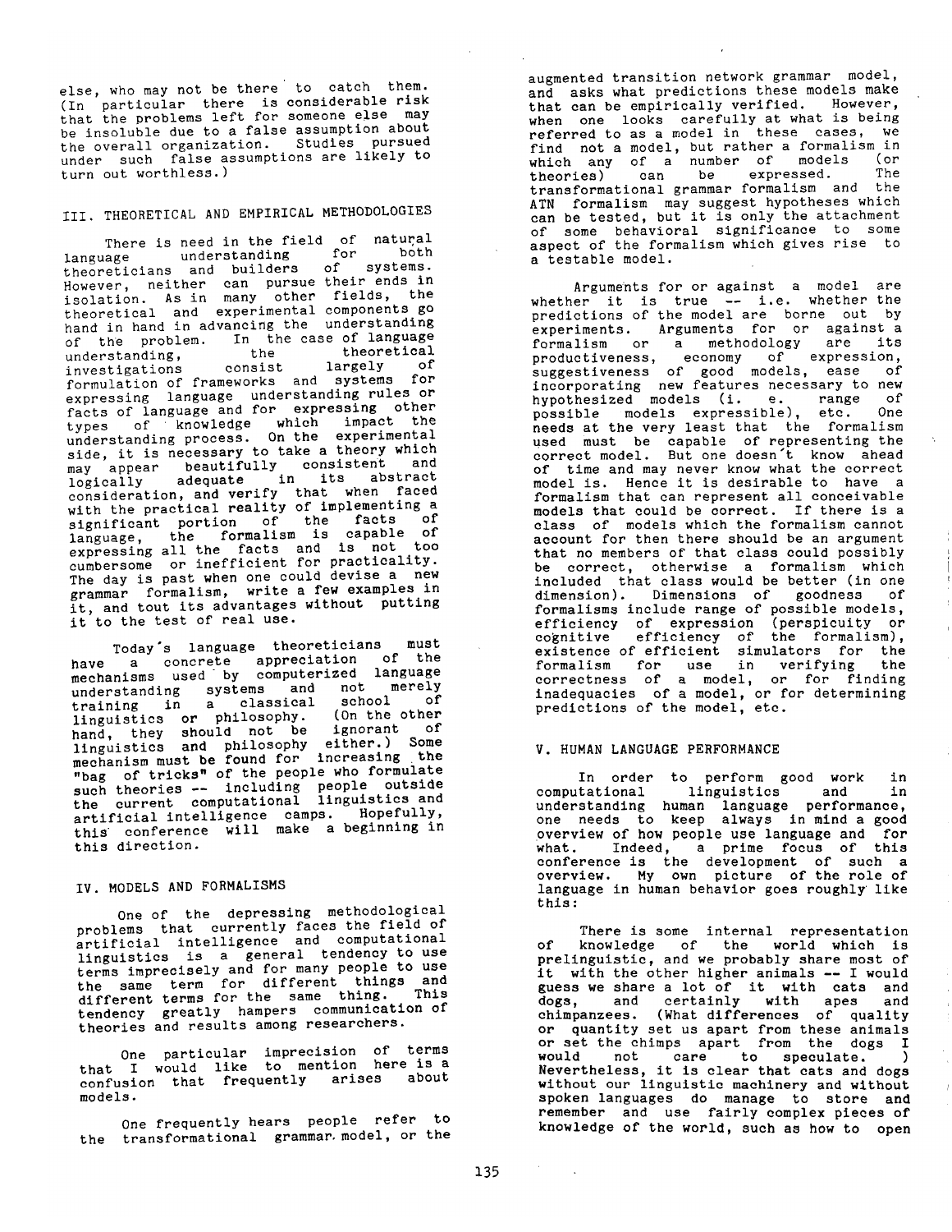else, who may not be there to catch them. (In particular there is considerable risk that the problems left for someone else may be insoluble due to a false assumption about the overall organization. Studies pursued under such false assumptions are likely to turn out worthless.)

## III. THEORETICAL AND EMPIRICAL METHODOLOGIES

There is need in the field of natural language understanding for both theoreticians and builders of systems. However, neither can pursue their ends in isolation. As in many other fields, the theoretical and experimental components go hand in hand in advancing the understanding of the problem. In the case of language understanding, the theoretical investigations consist largely of formulation of frameworks and systems for expressing language understanding rules or facts of language and for expressing other types of knowledge which impact the understanding process. On the experimental side, it is necessary to take a theory which may appear beautifully consistent and logically adequate in its abstract consideration, and verify that when faced with the practical reality of implementing a significant portion of the facts of language, the formalism is capable of expressing all the facts and is not too cumbersome or inefficient for practicality. The day is past when one could devise a new grammar formalism, write a few examples in it, and tout its advantages without putting it to the test of real use.

Today's language theoreticians must have a concrete appreciation of the mechanisms used by computerized language understanding systems and not merely training in a classical school of linguistics or philosophy. (On the other hand, they should not be ignorant of linguistics and philosophy either.) Some mechanism must be found for increasing the "bag of tricks" of the people who formulate such theories -- including people outside the current computational linguistics and artificial intelligence camps. Hopefully, this conference will make a beginning in this direction.

## IV. MODELS AND FORMALISMS

One of the depressing methodological problems that currently faces the field of artificial intelligence and computational linguistics is a general tendency to use terms imprecisely and for many people to use the same term for different things and different terms for the same thing. This tendency greatly hampers communication of theories and results among researchers.

One particular imprecision of terms that I would like to mention here is a confusion that frequently arises about models.

One frequently hears people refer to the transformational grammar model, or the augmented transition network grammar model, and asks what predictions these models make that can be empirically verified. However, when one looks carefully at what is being referred to as a model in these cases, we find not a model, but rather a formalism in which any of a number of models (or theories) can be expressed. The transformational grammar formalism and the ATN formalism may suggest hypotheses which can be tested, but it is only the attachment of some behavioral significance to some aspect of the formalism which gives rise to a testable model.

Arguments for or against a model are whether it is true -- i.e. whether the predictions of the model are borne out by experiments. Arguments for or against a formalism or a methodology are its productiveness, economy of expression, suggestiveness of good models, ease of incorporating new features necessary to new hypothesized models (i. e. range of possible models expressible), etc. One needs at the very least that the formalism used must be capable of representing the correct model. But one doesn't know ahead of time and may never know what the correct model is. Hence it is desirable to have a formalism that can represent all conceivable models that could be correct. If there is a class of models which the formalism cannot account for then there should be an argument that no members of that class could possibly be correct, otherwise a formalism which included that class would be better (in one dimension). Dimensions of goodness of formalisms include range of possible models, efficiency of expression (perspicuity or cognitive efficiency of the formalism), existence of efficient simulators for the formalism for use in verifying the correctness of a model, or for finding inadequacies of a model, or for determining predictions of the model, etc.

## V. HUMAN LANGUAGE PERFORMANCE

In order to perform good work in computational linguistics and in understanding human language performance, one needs to keep always in mind a good overview of how people use language and for what. Indeed, a prime focus of this conference is the development of such a overview. My own picture of the role of language in human behavior goes roughly like this:

There is some internal representation of knowledge of the world which is prelinguistic, and we probably share most of it with the other higher animals -- I would guess we share a lot of it with cats and dogs, and certainly with apes and chimpanzees. (What differences of quality or quantity set us apart from these animals or set the chimps apart from the dogs I would not care to speculate. ) Nevertheless, it is clear that cats and dogs without our linguistic machinery and without spoken languages do manage to store and remember and use fairly complex pieces of knowledge of the world, such as how to open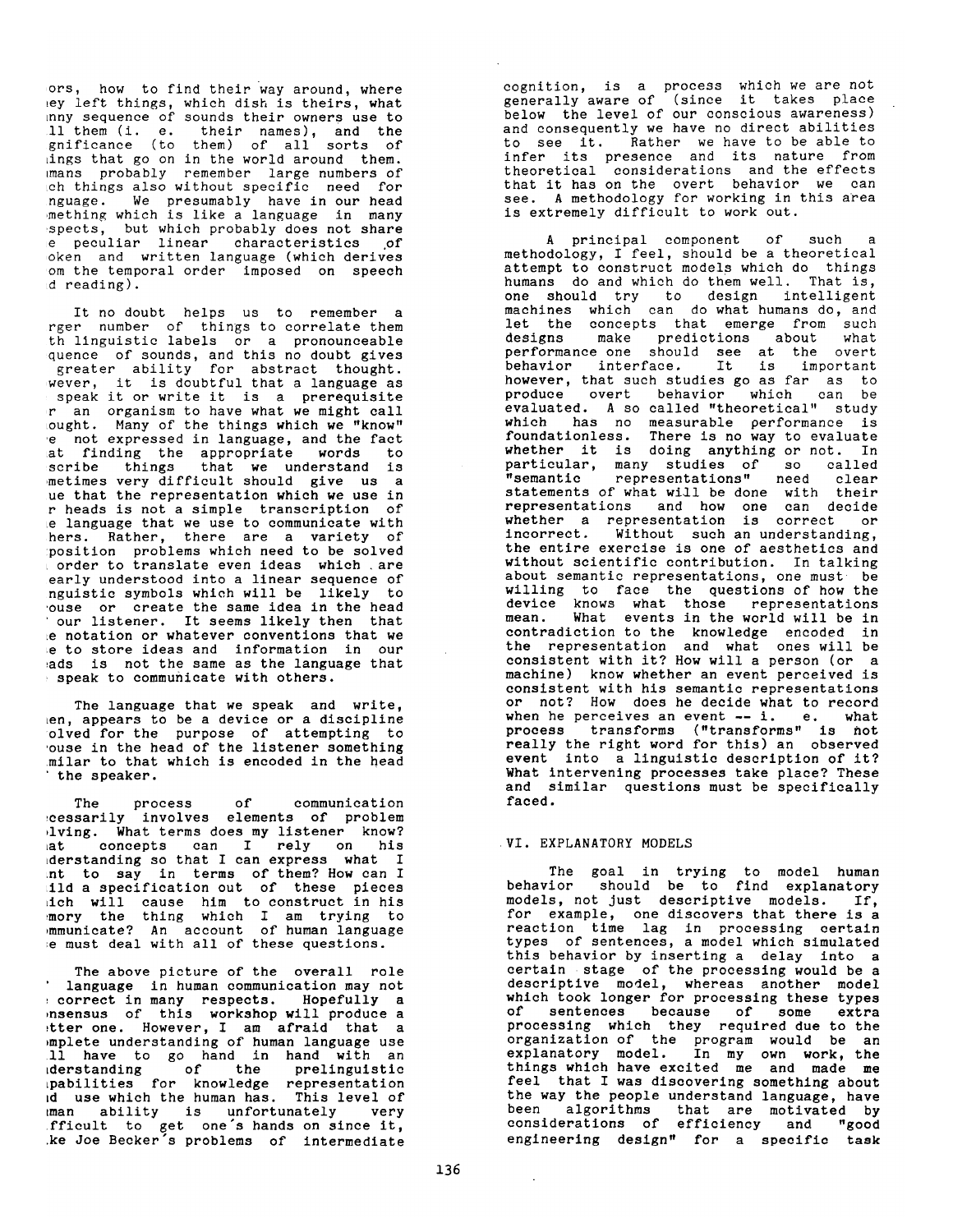ors, how to find their way around, where ıey left things, which dish is theirs, what ınny sequence of sounds their owners use to ll them (i. e. their names), and the gnificance (to them) of all sorts of ıings that go on in the world around them. ımans probably remember large numbers of ch things also without specific need for nguage. We presumably have in our head mething which is like a language in many spects, but which probably does not share e peculiar linear characteristics of oken and written language (which derives om the temporal order imposed on speech d reading).

It no doubt helps us to remember a rger number of things to correlate them th linguistic labels or a pronounceable quence of sounds, and this no doubt gives greater ability for abstract thought. wever, it is doubtful that a language as speak it or write it is a prerequisite r an organism to have what we might call ought. Many of the things which we "know" e not expressed in language, and the fact at finding the appropriate words to scribe things that we understand is metimes very difficult should give us a ue that the representation which we use in r heads is not a simple transcription of e language that we use to communicate with hers. Rather, there are a variety of position problems which need to be solved order to translate even ideas which are early understood into a linear sequence of nguistic symbols which will be likely to ouse or create the same idea in the head our listener. It seems likely then that e notation or whatever conventions that we e to store ideas and information in our ads is not the same as the language that speak to communicate with others.

The language that we speak and write, ıen, appears to be a device or a discipline olved for the purpose of attempting to ouse in the head of the listener something milar to that which is encoded in the head the speaker.

The process of communication cessarily involves elements of problem lving. What terms does my listener know? at concepts can I rely on his derstanding so that I can express what I nt to say in terms of them? How can I ild a specification out of these pieces ich will cause him to construct in his mory the thing which I am trying to mmunicate? An account of human language e must deal with all of these questions.

The above picture of the overall role language in human communication may not correct in many respects. Hopefully a nsensus of this workshop will produce a tter one. However, I am afraid that a mplete understanding of human language use ll have to go hand in hand with an derstanding of the prelinguistic pabilities for knowledge representation d use which the human has. This level of man ability is unfortunately very fficult to get one's hands on since it, ke Joe Becker's problems of intermediate cognition, is a process which we are not generally aware of (since it takes place below the level of our conscious awareness) and consequently we have no direct abilities to see it. Rather we have to be able to infer its presence and its nature from theoretical considerations and the effects that it has on the overt behavior we can see. A methodology for working in this area is extremely difficult to work out.

A principal component of such a methodology, I feel, should be a theoretical attempt to construct models which do things humans do and which do them well. That is, one should try to design intelligent machines which can do what humans do, and let the concepts that emerge from such designs make predictions about what performance one should see at the overt behavior interface. It is important however, that such studies go as far as to produce overt behavior which can be evaluated. A so called "theoretical" study which has no measurable performance is foundationless. There is no way to evaluate whether it is doing anything or not. In particular, many studies of so called "semantic representations" need clear statements of what will be done with their representations and how one can decide whether a representation is correct or incorrect. Without such an understanding, the entire exercise is one of aesthetics and without scientific contribution. In talking about semantic representations, one must be willing to face the questions of how the device knows what those representations mean. What events in the world will be in contradiction to the knowledge encoded in the representation and what ones will be consistent with it? How will a person (or a machine) know whether an event perceived is consistent with his semantic representations or not? How does he decide what to record when he perceives an event -- i. e. what process transforms ("transforms" is not really the right word for this) an observed event into a linguistic description of it? What intervening processes take place? These and similar questions must be specifically faced.

## VI. EXPLANATORY MODELS

The goal in trying to model human behavior should be to find explanatory models, not just descriptive models. If, for example, one discovers that there is a reaction time lag in processing certain types of sentences, a model which simulated this behavior by inserting a delay into a certain stage of the processing would be a descriptive model, whereas another model which took longer for processing these types of sentences because of some extra processing which they required due to the organization of the program would be an explanatory model. In my own work, the things which have excited me and made me feel that I was discovering something about the way the people understand language, have been algorithms that are motivated by considerations of efficiency and "good engineering design" for a specific task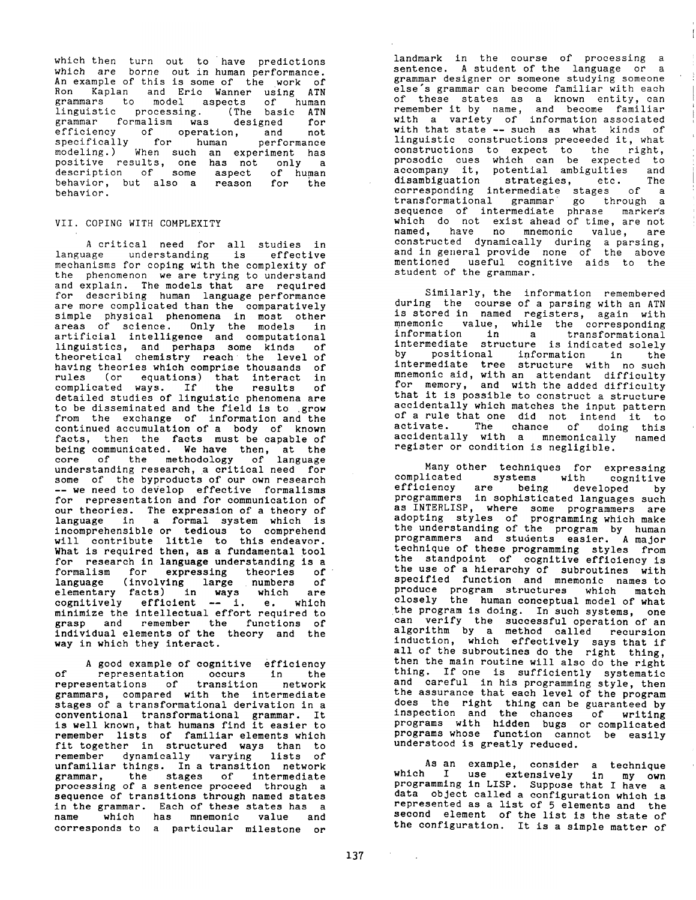which then turn out to have predictions which are borne out in human performance. An example of this is some of the work of Ron Kaplan and Eric Wanner using ATN grammars to model aspects of human linguistic processing. (The basic ATN grammar formalism was designed for efficiency of operation, and not specifically for human performance modeling.) When such an experiment has positive results, one has not only a description of some aspect of human behavior, but also a reason for the behavior.

## VII. COPING WITH COMPLEXITY

A critical need for all studies in language understanding is effective mechanisms for coping with the complexity of the phenomenon we are trying to understand and explain. The models that are required for describing human language performance are more complicated than the comparatively simple physical phenomena in most other areas of science. Only the models in artificial intelligence and computational linguistics, and perhaps some kinds of theoretical chemistry reach the level of having theories which comprise thousands of rules (or equations) that interact in complicated ways. If the results of detailed studies of linguistic phenomena are to be disseminated and the field is to grow from the exchange of information and the continued accumulation of a body of known facts, then the facts must be capable of being communicated. We have then, at the core of the methodology of language understanding research, a critical need for some of the byproducts of our own research -- we need to develop effective formalisms for representation and for communication of our theories. The expression of a theory of language in a formal system which is incomprehensible or tedious to comprehend will contribute little to this endeavor. What is required then, as a fundamental tool for research in language understanding is a formalism for expressing theories of language (involving large numbers of elementary facts) in ways which are cognitively efficient -- i. e. which minimize the intellectual effort required to grasp and remember the functions of individual elements of the theory and the way in which they interact.

A good example of cognitive efficiency of representation occurs in the representations of transition network grammars, compared with the intermediate stages of a transformational derivation in a conventional transformational grammar. It is well known, that humans find it easier to remember lists of familiar elements which fit together in structured ways than to remember dynamically varying lists of unfamiliar things. In a transition network grammar, the stages of intermediate processing of a sentence proceed through a sequence of transitions through named states in the grammar. Each of these states has a name which has mnemonic value and corresponds to a particular milestone or landmark in the course of processing a sentence. A student of the language or a grammar designer or someone studying someone else's grammar can become familiar with each of these states as a known entity, can remember it by name, and become familiar with a variety of information associated with that state -- such as what kinds of linguistic constructions preceeded it, what constructions to expect to the right, prosodic cues which can be expected to accompany it, potential ambiguities and disambiguation strategies, etc. The corresponding intermediate stages of a transformational grammar go through a sequence of intermediate phrase markers which do not exist ahead of time, are not named, have no mnemonic value, are constructed dynamically during a parsing, and in general provide none of the above mentioned useful cognitive aids to the student of the grammar.

Similarly, the information remembered during the course of a parsing with an ATN is stored in named registers, again with mnemonic value, while the corresponding information in a transformational intermediate structure is indicated solely by positional information in the intermediate tree structure with no such mnemonic aid, with an attendant difficulty for memory, and with the added difficulty that it is possible to construct a structure accidentally which matches the input pattern of a rule that one did not intend it to activate. The chance of doing this accidentally with a mnemonically named register or condition is negligible.

Many other techniques for expressing complicated systems with cognitive efficiency are being developed by programmers in sophisticated languages such as INTERLISP, where some programmers are adopting styles of programming which make the understanding of the program by human programmers and students easier. A major technique of these programming styles from the standpoint of cognitive efficiency is the use of a hierarchy of subroutines with specified function and mnemonic names to produce program structures which match closely the human conceptual model of what the program is doing. In such systems, one can verify the successful operation of an algorithm by a method called recursion induction, which effectively says that if all of the subroutines do the right thing, then the main routine will also do the right thing. If one is sufficiently systematic and careful in his programming style, then the assurance that each level of the program does the right thing can be guaranteed by inspection and the chances of writing programs with hidden bugs or complicated programs whose function cannot be easily understood is greatly reduced.

As an example, consider a technique which I use extensively in my own programming in LISP. Suppose that I have a data object called a configuration which is represented as a list of 5 elements and the second element of the list is the state of the configuration. It is a simple matter of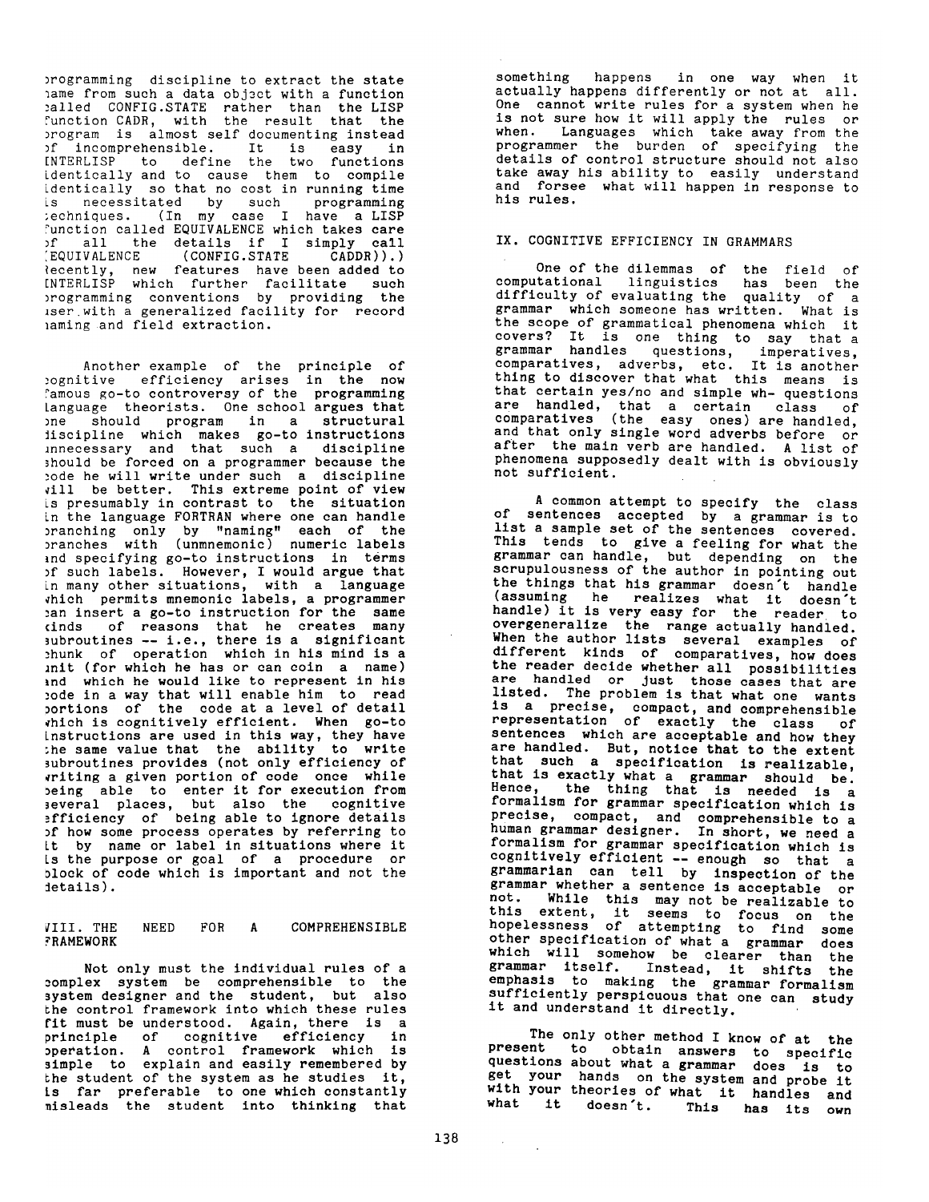programming discipline to extract the state name from such a data object with a function called CONFIG.STATE rather than the LISP function CADR, with the result that the program is almost self documenting instead of incomprehensible. It is easy in INTERLISP to define the two functions identically and to cause them to compile identically so that no cost in running time is necessitated by such programming techniques. (In my case I have a LISP function called EQUIVALENCE which takes care of all the details if I simply call (EQUIVALENCE (CONFIG.STATE CADDR)).) Recently, new features have been added to INTERLISP which further facilitate such programming conventions by providing the user with a generalized facility for record naming and field extraction.

Another example of the principle of cognitive efficiency arises in the now famous go-to controversy of the programming language theorists. One school argues that one should program in a structural discipline which makes go-to instructions unnecessary and that such a discipline should be forced on a programmer because the code he will write under such a discipline will be better. This extreme point of view is presumably in contrast to the situation in the language FORTRAN where one can handle branching only by "naming" each of the branches with (unmnemonic) numeric labels and specifying go-to instructions in terms of such labels. However, I would argue that in many other situations, with a language which permits mnemonic labels, a programmer can insert a go-to instruction for the same kinds of reasons that he creates many subroutines -- i.e., there is a significant chunk of operation which in his mind is a unit (for which he has or can coin a name) and which he would like to represent in his code in a way that will enable him to read portions of the code at a level of detail which is cognitively efficient. When go-to instructions are used in this way, they have the same value that the ability to write subroutines provides (not only efficiency of writing a given portion of code once while being able to enter it for execution from several places, but also the cognitive efficiency of being able to ignore details of how some process operates by referring to it by name or label in situations where it is the purpose or goal of a procedure or block of code which is important and not the details).

## VIII. THE NEED FOR A COMPREHENSIBLE FRAMEWORK

Not only must the individual rules of a complex system be comprehensible to the system designer and the student, but also the control framework into which these rules fit must be understood. Again, there is a principle of cognitive efficiency in operation. A control framework which is simple to explain and easily remembered by the student of the system as he studies it, is far preferable to one which constantly misleads the student into thinking that something happens in one way when it actually happens differently or not at all. One cannot write rules for a system when he is not sure how it will apply the rules or when. Languages which take away from the programmer the burden of specifying the details of control structure should not also take away his ability to easily understand and forsee what will happen in response to his rules.

## IX. COGNITIVE EFFICIENCY IN GRAMMARS

One of the dilemmas of the field of computational linguistics has been the difficulty of evaluating the quality of a grammar which someone has written. What is the scope of grammatical phenomena which it covers? It is one thing to say that a grammar handles questions, imperatives, comparatives, adverbs, etc. It is another thing to discover that what this means is that certain yes/no and simple wh- questions are handled, that a certain class of comparatives (the easy ones) are handled, and that only single word adverbs before or after the main verb are handled. A list of phenomena supposedly dealt with is obviously not sufficient.

A common attempt to specify the class of sentences accepted by a grammar is to list a sample set of the sentences covered. This tends to give a feeling for what the grammar can handle, but depending on the scrupulousness of the author in pointing out the things that his grammar doesn't handle (assuming he realizes what it doesn't handle) it is very easy for the reader to overgeneralize the range actually handled. When the author lists several examples of different kinds of comparatives, how does the reader decide whether all possibilities are handled or just those cases that are listed. The problem is that what one wants is a precise, compact, and comprehensible representation of exactly the class of sentences which are acceptable and how they are handled. But, notice that to the extent that such a specification is realizable, that is exactly what a grammar should be. Hence, the thing that is needed is a formalism for grammar specification which is precise, compact, and comprehensible to a human grammar designer. In short, we need a formalism for grammar specification which is cognitively efficient -- enough so that a grammarian can tell by inspection of the grammar whether a sentence is acceptable or not. While this may not be realizable to this extent, it seems to focus on the hopelessness of attempting to find some other specification of what a grammar does which will somehow be clearer than the grammar itself. Instead, it shifts the emphasis to making the grammar formalism sufficiently perspicuous that one can study it and understand it directly.

The only other method I know of at the present to obtain answers to specific questions about what a grammar does is to get your hands on the system and probe it with your theories of what it handles and what it doesn't. This has its own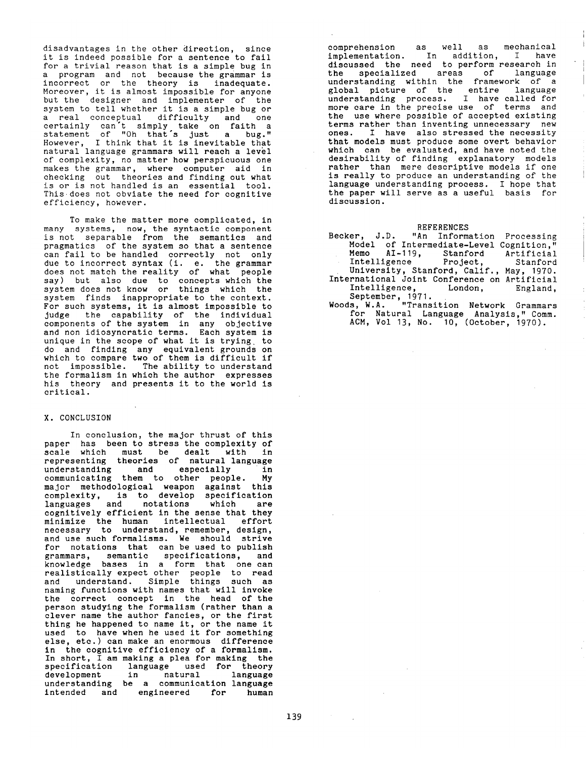disadvantages in the other direction, since it is indeed possible for a sentence to fail for a trivial reason that is a simple bug in a program and not because the grammar is incorrect or the theory is inadequate. Moreover, it is almost impossible for anyone but the designer and implementer of the system to tell whether it is a simple bug or a real conceptual difficulty and one certainly can't simply take on faith a statement of "Oh that's just a bug." However, I think that it is inevitable that natural language grammars will reach a level of complexity, no matter how perspicuous one makes the grammar, where computer aid in checking out theories and finding out what is or is not handled is an essential tool. This does not obviate the need for cognitive efficiency, however.

To make the matter more complicated, in many systems, now, the syntactic component is not separable from the semantics and pragmatics of the system so that a sentence can fail to be handled correctly not only due to incorrect syntax (i. e. the grammar does not match the reality of what people say) but also due to concepts which the system does not know or things which the system finds inappropriate to the context. For such systems, it is almost impossible to judge the capability of the individual components of the system in any objective and non idiosyncratic terms. Each system is unique in the scope of what it is trying to do and finding any equivalent grounds on which to compare two of them is difficult if not impossible. The ability to understand the formalism in which the author expresses his theory and presents it to the world is critical.

## X. CONCLUSION

In conclusion, the major thrust of this paper has been to stress the complexity of scale which must be dealt with in representing theories of natural language understanding and especially in communicating them to other people. My major methodological weapon against this complexity, is to develop specification languages and notations which are cognitively efficient in the sense that they minimize the human intellectual effort necessary to understand, remember, design, and use such formalisms. We should strive for notations that can be used to publish grammars, semantic specifications, and knowledge bases in a form that one can realistically expect other people to read and understand. Simple things such as naming functions with names that will invoke the correct concept in the head of the person studying the formalism (rather than a clever name the author fancies, or the first thing he happened to name it, or the name it used to have when he used it for something else, etc.) can make an enormous difference in the cognitive efficiency of a formalism. In short, I am making a plea for making the specification language used for theory development in natural language understanding be a communication language intended and engineered for human comprehension as well as mechanical implementation. In addition, I have discussed the need to perform research in the specialized areas of language understanding within the framework of a global picture of the entire language understanding process. I have called for more care in the precise use of terms and the use where possible of accepted existing terms rather than inventing unnecessary new ones. I have also stressed the necessity that models must produce some overt behavior which can be evaluated, and have noted the desirability of finding explanatory models rather than mere descriptive models if one is really to produce an understanding of the language understanding process. I hope that the paper will serve as a useful basis for discussion.

## REFERENCES

Becker, J.D. "An Information Processing Model of Intermediate-Level Cognition," Memo AI-119, Stanford Artificial Intelligence Project, Stanford University, Stanford, Calif., May, 1970.

International Joint Conference on Artificial Intelligence, London, England, September, 1971.

Woods, W.A. "Transition Network Grammars for Natural Language Analysis," Comm. ACM, Vol 13, No. 10, (October, 1970).